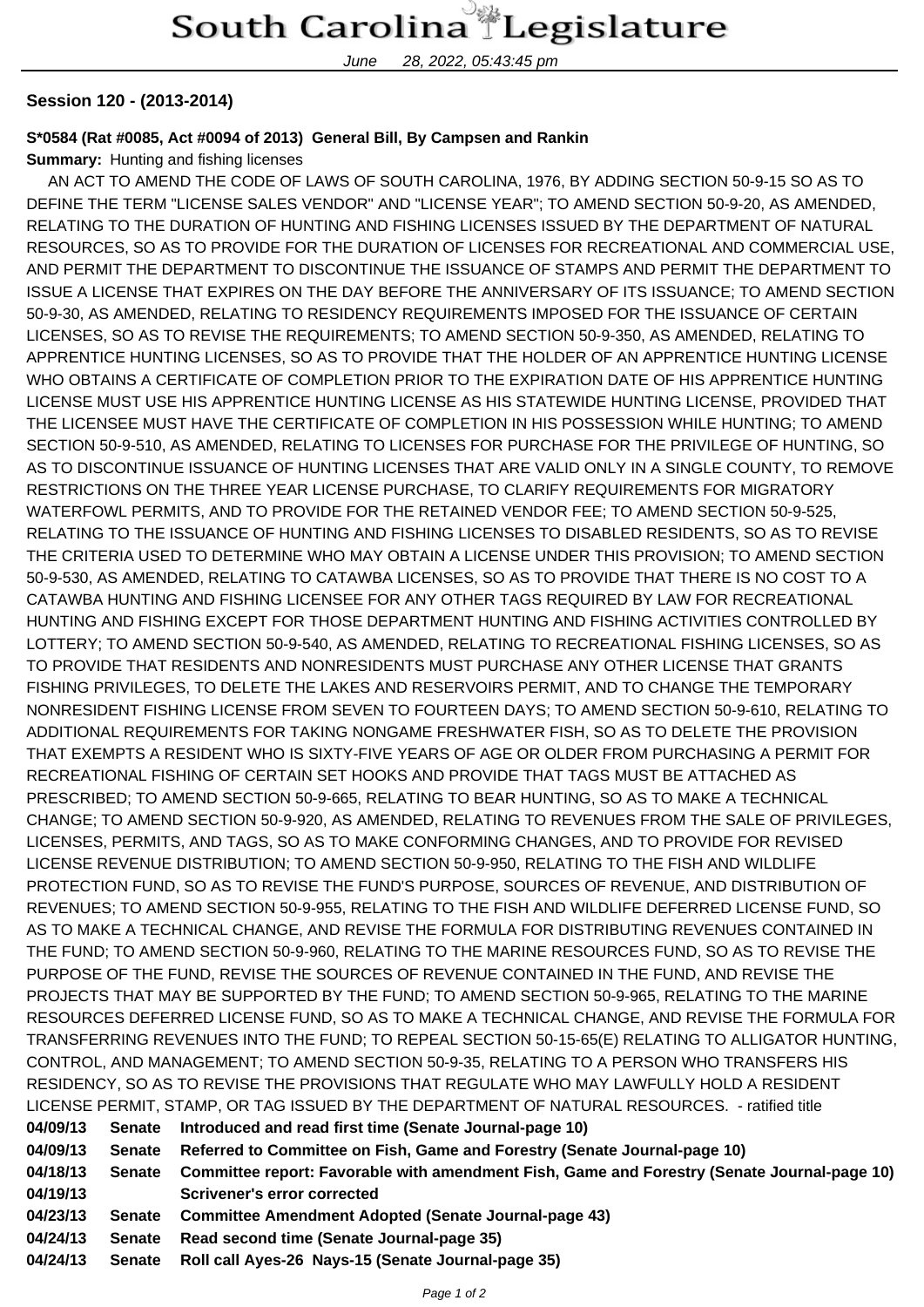# South Carolina Legislature

June 28, 2022, 05:43:45 pm

**Session 120 - (2013-2014)**

**S*0584 (Rat #0085, Act #0094 of 2013) General Bill, By Campsen and Rankin**

**Summary:** Hunting and fishing licenses

AN ACT TO AMEND THE CODE OF LAWS OF SOUTH CAROLINA, 1976, BY ADDING SECTION 50-9-15 SO AS TO DEFINE THE TERM "LICENSE SALES VENDOR" AND "LICENSE YEAR"; TO AMEND SECTION 50-9-20, AS AMENDED, RELATING TO THE DURATION OF HUNTING AND FISHING LICENSES ISSUED BY THE DEPARTMENT OF NATURAL RESOURCES, SO AS TO PROVIDE FOR THE DURATION OF LICENSES FOR RECREATIONAL AND COMMERCIAL USE, AND PERMIT THE DEPARTMENT TO DISCONTINUE THE ISSUANCE OF STAMPS AND PERMIT THE DEPARTMENT TO ISSUE A LICENSE THAT EXPIRES ON THE DAY BEFORE THE ANNIVERSARY OF ITS ISSUANCE; TO AMEND SECTION 50-9-30, AS AMENDED, RELATING TO RESIDENCY REQUIREMENTS IMPOSED FOR THE ISSUANCE OF CERTAIN LICENSES, SO AS TO REVISE THE REQUIREMENTS; TO AMEND SECTION 50-9-350, AS AMENDED, RELATING TO APPRENTICE HUNTING LICENSES, SO AS TO PROVIDE THAT THE HOLDER OF AN APPRENTICE HUNTING LICENSE WHO OBTAINS A CERTIFICATE OF COMPLETION PRIOR TO THE EXPIRATION DATE OF HIS APPRENTICE HUNTING LICENSE MUST USE HIS APPRENTICE HUNTING LICENSE AS HIS STATEWIDE HUNTING LICENSE, PROVIDED THAT THE LICENSEE MUST HAVE THE CERTIFICATE OF COMPLETION IN HIS POSSESSION WHILE HUNTING; TO AMEND SECTION 50-9-510, AS AMENDED, RELATING TO LICENSES FOR PURCHASE FOR THE PRIVILEGE OF HUNTING, SO AS TO DISCONTINUE ISSUANCE OF HUNTING LICENSES THAT ARE VALID ONLY IN A SINGLE COUNTY, TO REMOVE RESTRICTIONS ON THE THREE YEAR LICENSE PURCHASE, TO CLARIFY REQUIREMENTS FOR MIGRATORY WATERFOWL PERMITS, AND TO PROVIDE FOR THE RETAINED VENDOR FEE; TO AMEND SECTION 50-9-525, RELATING TO THE ISSUANCE OF HUNTING AND FISHING LICENSES TO DISABLED RESIDENTS, SO AS TO REVISE THE CRITERIA USED TO DETERMINE WHO MAY OBTAIN A LICENSE UNDER THIS PROVISION; TO AMEND SECTION 50-9-530, AS AMENDED, RELATING TO CATAWBA LICENSES, SO AS TO PROVIDE THAT THERE IS NO COST TO A CATAWBA HUNTING AND FISHING LICENSEE FOR ANY OTHER TAGS REQUIRED BY LAW FOR RECREATIONAL HUNTING AND FISHING EXCEPT FOR THOSE DEPARTMENT HUNTING AND FISHING ACTIVITIES CONTROLLED BY LOTTERY; TO AMEND SECTION 50-9-540, AS AMENDED, RELATING TO RECREATIONAL FISHING LICENSES, SO AS TO PROVIDE THAT RESIDENTS AND NONRESIDENTS MUST PURCHASE ANY OTHER LICENSE THAT GRANTS FISHING PRIVILEGES, TO DELETE THE LAKES AND RESERVOIRS PERMIT, AND TO CHANGE THE TEMPORARY NONRESIDENT FISHING LICENSE FROM SEVEN TO FOURTEEN DAYS; TO AMEND SECTION 50-9-610, RELATING TO ADDITIONAL REQUIREMENTS FOR TAKING NONGAME FRESHWATER FISH, SO AS TO DELETE THE PROVISION THAT EXEMPTS A RESIDENT WHO IS SIXTY-FIVE YEARS OF AGE OR OLDER FROM PURCHASING A PERMIT FOR RECREATIONAL FISHING OF CERTAIN SET HOOKS AND PROVIDE THAT TAGS MUST BE ATTACHED AS PRESCRIBED; TO AMEND SECTION 50-9-665, RELATING TO BEAR HUNTING, SO AS TO MAKE A TECHNICAL CHANGE; TO AMEND SECTION 50-9-920, AS AMENDED, RELATING TO REVENUES FROM THE SALE OF PRIVILEGES, LICENSES, PERMITS, AND TAGS, SO AS TO MAKE CONFORMING CHANGES, AND TO PROVIDE FOR REVISED LICENSE REVENUE DISTRIBUTION; TO AMEND SECTION 50-9-950, RELATING TO THE FISH AND WILDLIFE PROTECTION FUND, SO AS TO REVISE THE FUND'S PURPOSE, SOURCES OF REVENUE, AND DISTRIBUTION OF REVENUES; TO AMEND SECTION 50-9-955, RELATING TO THE FISH AND WILDLIFE DEFERRED LICENSE FUND, SO AS TO MAKE A TECHNICAL CHANGE, AND REVISE THE FORMULA FOR DISTRIBUTING REVENUES CONTAINED IN THE FUND; TO AMEND SECTION 50-9-960, RELATING TO THE MARINE RESOURCES FUND, SO AS TO REVISE THE PURPOSE OF THE FUND, REVISE THE SOURCES OF REVENUE CONTAINED IN THE FUND, AND REVISE THE PROJECTS THAT MAY BE SUPPORTED BY THE FUND; TO AMEND SECTION 50-9-965, RELATING TO THE MARINE RESOURCES DEFERRED LICENSE FUND, SO AS TO MAKE A TECHNICAL CHANGE, AND REVISE THE FORMULA FOR TRANSFERRING REVENUES INTO THE FUND; TO REPEAL SECTION 50-15-65(E) RELATING TO ALLIGATOR HUNTING, CONTROL, AND MANAGEMENT; TO AMEND SECTION 50-9-35, RELATING TO A PERSON WHO TRANSFERS HIS RESIDENCY, SO AS TO REVISE THE PROVISIONS THAT REGULATE WHO MAY LAWFULLY HOLD A RESIDENT LICENSE PERMIT, STAMP, OR TAG ISSUED BY THE DEPARTMENT OF NATURAL RESOURCES. - ratified title

| | | |
|---|---|---|
| **04/09/13** | **Senate** | **Introduced and read first time (Senate Journal-page 10)** |
| **04/09/13** | **Senate** | **Referred to Committee on Fish, Game and Forestry (Senate Journal-page 10)** |
| **04/18/13** | **Senate** | **Committee report: Favorable with amendment Fish, Game and Forestry (Senate Journal-page 10)** |
| **04/19/13** | | **Scrivener's error corrected** |
| **04/23/13** | **Senate** | **Committee Amendment Adopted (Senate Journal-page 43)** |
| **04/24/13** | **Senate** | **Read second time (Senate Journal-page 35)** |
| **04/24/13** | **Senate** | **Roll call Ayes-26 Nays-15 (Senate Journal-page 35)** |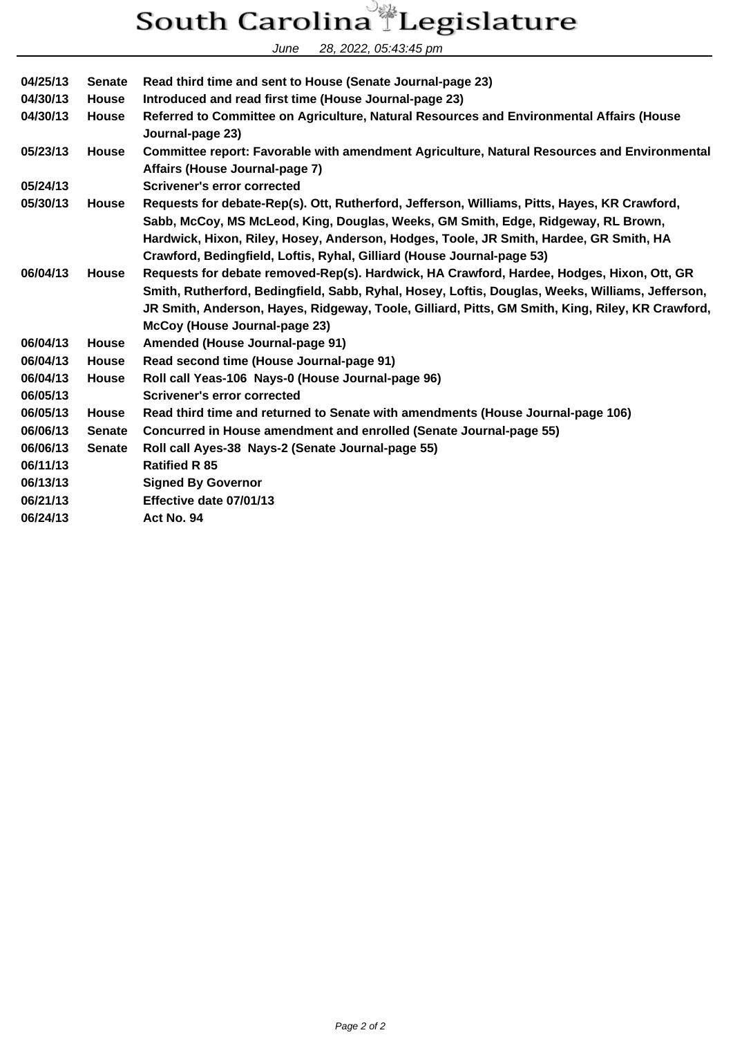| | | |
|---|---|---|
| 04/25/13 | Senate | Read third time and sent to House (Senate Journal-page 23) |
| 04/30/13 | House | Introduced and read first time (House Journal-page 23) |
| 04/30/13 | House | Referred to Committee on Agriculture, Natural Resources and Environmental Affairs (House Journal-page 23) |
| 05/23/13 | House | Committee report: Favorable with amendment Agriculture, Natural Resources and Environmental Affairs (House Journal-page 7) |
| 05/24/13 | | Scrivener's error corrected |
| 05/30/13 | House | Requests for debate-Rep(s). Ott, Rutherford, Jefferson, Williams, Pitts, Hayes, KR Crawford, Sabb, McCoy, MS McLeod, King, Douglas, Weeks, GM Smith, Edge, Ridgeway, RL Brown, Hardwick, Hixon, Riley, Hosey, Anderson, Hodges, Toole, JR Smith, Hardee, GR Smith, HA Crawford, Bedingfield, Loftis, Ryhal, Gilliard (House Journal-page 53) |
| 06/04/13 | House | Requests for debate removed-Rep(s). Hardwick, HA Crawford, Hardee, Hodges, Hixon, Ott, GR Smith, Rutherford, Bedingfield, Sabb, Ryhal, Hosey, Loftis, Douglas, Weeks, Williams, Jefferson, JR Smith, Anderson, Hayes, Ridgeway, Toole, Gilliard, Pitts, GM Smith, King, Riley, KR Crawford, McCoy (House Journal-page 23) |
| 06/04/13 | House | Amended (House Journal-page 91) |
| 06/04/13 | House | Read second time (House Journal-page 91) |
| 06/04/13 | House | Roll call Yeas-106 Nays-0 (House Journal-page 96) |
| 06/05/13 | | Scrivener's error corrected |
| 06/05/13 | House | Read third time and returned to Senate with amendments (House Journal-page 106) |
| 06/06/13 | Senate | Concurred in House amendment and enrolled (Senate Journal-page 55) |
| 06/06/13 | Senate | Roll call Ayes-38 Nays-2 (Senate Journal-page 55) |
| 06/11/13 | | Ratified R 85 |
| 06/13/13 | | Signed By Governor |
| 06/21/13 | | Effective date 07/01/13 |
| 06/24/13 | | Act No. 94 |